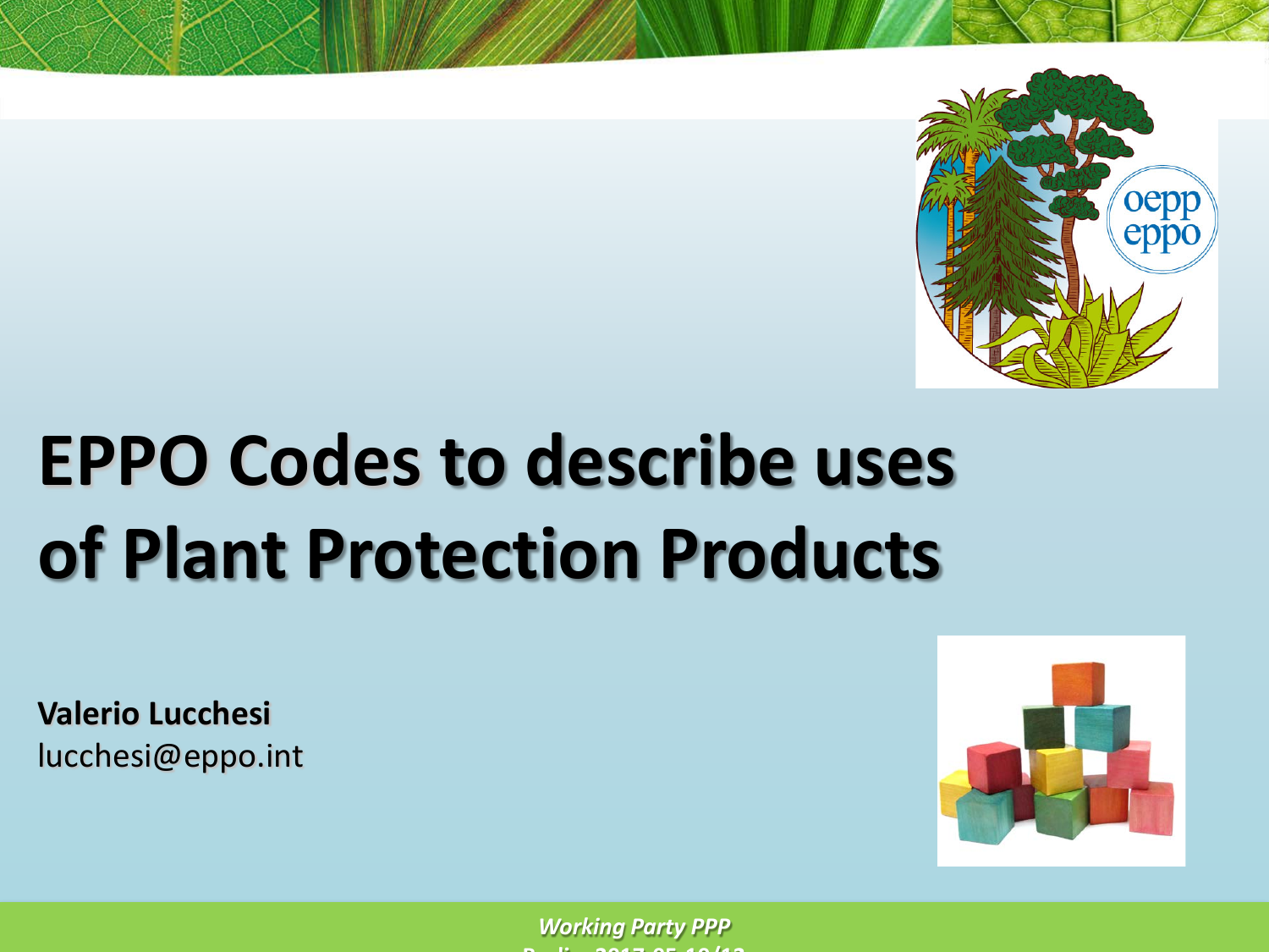# EPPO Codes to describe uses of Plant Protection Products

**Valerio Lucchesi**
lucchesi@eppo.int

*Working Party PPP*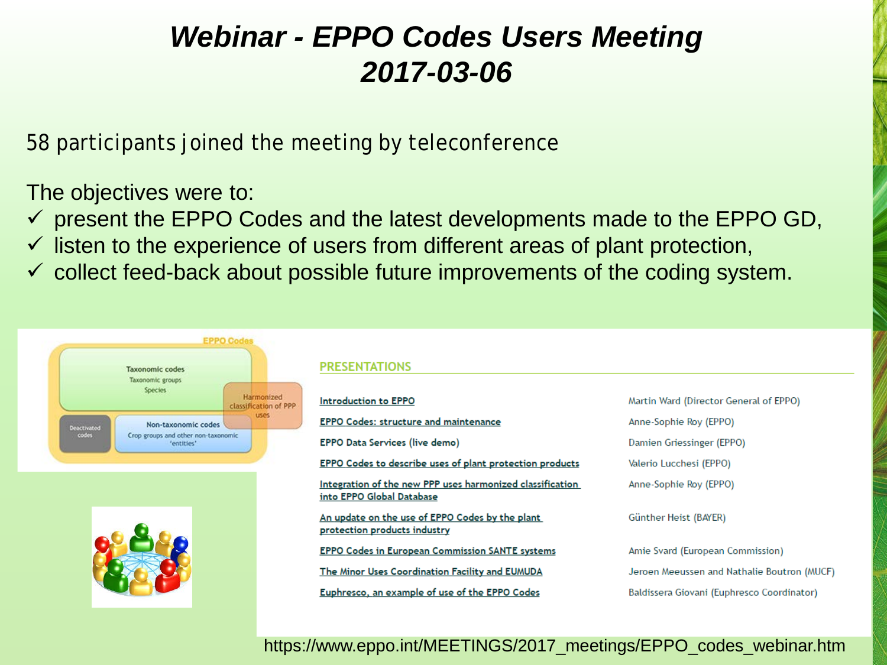# *Webinar - EPPO Codes Users Meeting 2017-03-06*

58 participants joined the meeting by teleconference

The objectives were to:

- ✓ present the EPPO Codes and the latest developments made to the EPPO GD,
- ✓ listen to the experience of users from different areas of plant protection,
- ✓ collect feed-back about possible future improvements of the coding system.

EPPO Codes

Taxonomic codes
Taxonomic groups
Species

Harmonized classification of PPP uses

Deactivated codes

Non-taxonomic codes
Crop groups and other non-taxonomic 'entities'

## PRESENTATIONS

| | |
|---|---|
| Introduction to EPPO | Martin Ward (Director General of EPPO) |
| EPPO Codes: structure and maintenance | Anne-Sophie Roy (EPPO) |
| EPPO Data Services (live demo) | Damien Griessinger (EPPO) |
| EPPO Codes to describe uses of plant protection products | Valerio Lucchesi (EPPO) |
| Integration of the new PPP uses harmonized classification into EPPO Global Database | Anne-Sophie Roy (EPPO) |
| An update on the use of EPPO Codes by the plant protection products industry | Günther Heist (BAYER) |
| EPPO Codes in European Commission SANTE systems | Amie Svard (European Commission) |
| The Minor Uses Coordination Facility and EUMUDA | Jeroen Meeussen and Nathalie Boutron (MUCF) |
| Euphresco, an example of use of the EPPO Codes | Baldissera Giovani (Euphresco Coordinator) |

https://www.eppo.int/MEETINGS/2017_meetings/EPPO_codes_webinar.htm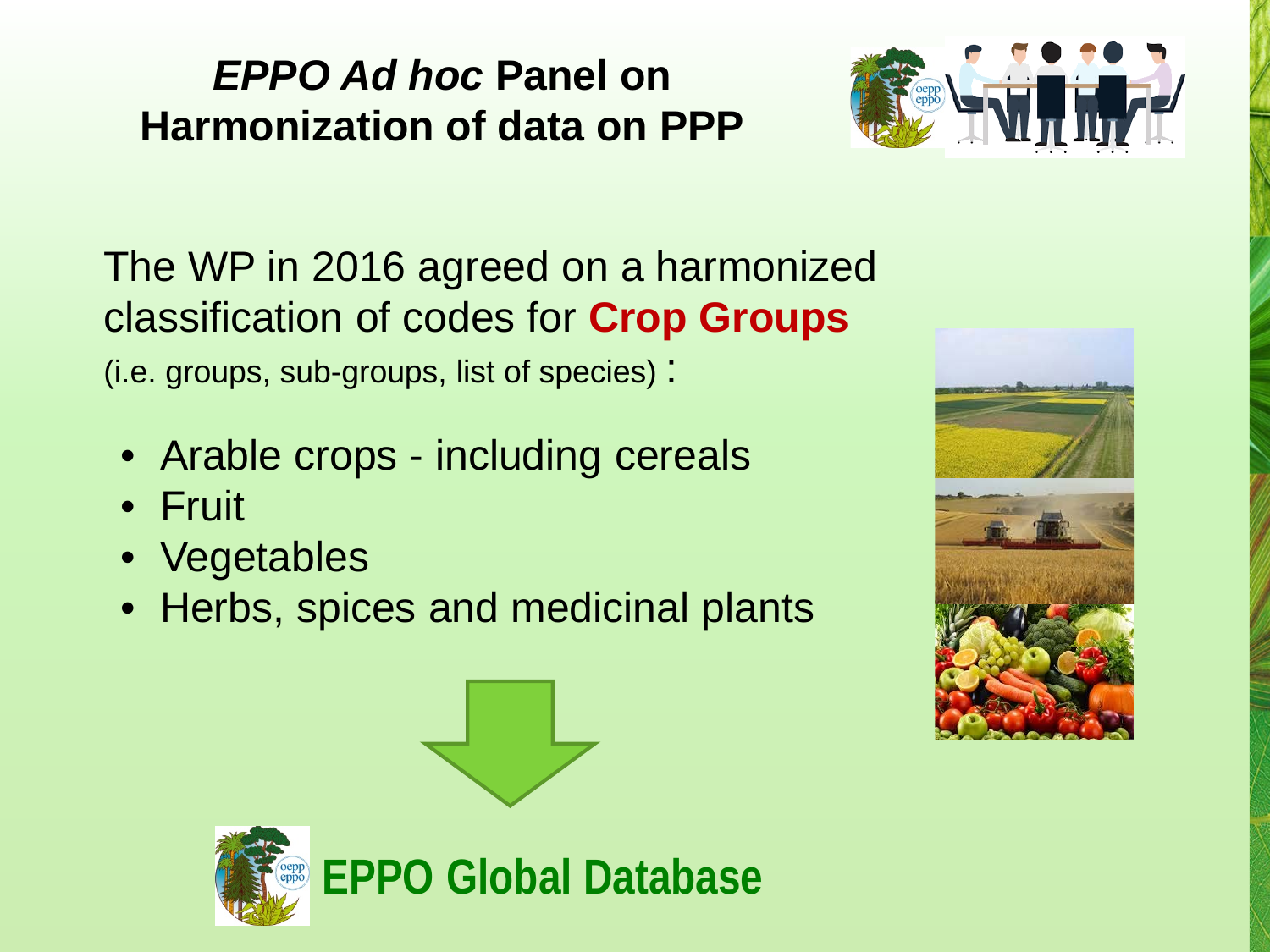# *EPPO Ad hoc* Panel on Harmonization of data on PPP

The WP in 2016 agreed on a harmonized classification of codes for **Crop Groups**

(i.e. groups, sub-groups, list of species) :

- Arable crops - including cereals
- Fruit
- Vegetables
- Herbs, spices and medicinal plants

**EPPO Global Database**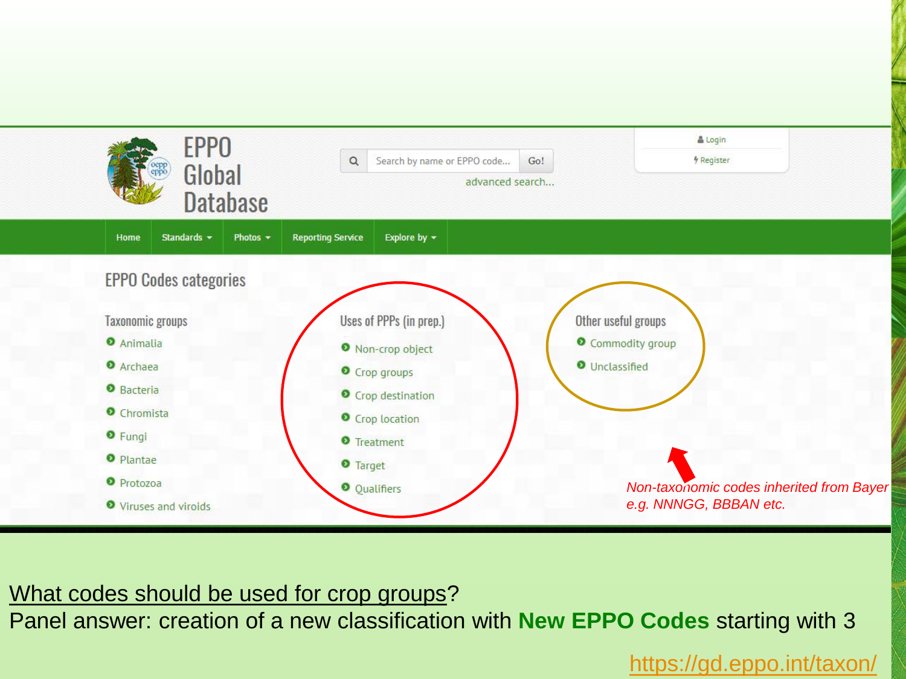EPPO Global Database

Search by name or EPPO code... Go!

advanced search...

Login

Register

Home | Standards | Photos | Reporting Service | Explore by

## EPPO Codes categories

**Taxonomic groups**

- Animalia
- Archaea
- Bacteria
- Chromista
- Fungi
- Plantae
- Protozoa
- Viruses and viroids

**Uses of PPPs (in prep.)**

- Non-crop object
- Crop groups
- Crop destination
- Crop location
- Treatment
- Target
- Qualifiers

**Other useful groups**

- Commodity group
- Unclassified

*Non-taxonomic codes inherited from Bayer e.g. NNNGG, BBBAN etc.*

What codes should be used for crop groups?

Panel answer: creation of a new classification with **New EPPO Codes** starting with 3

https://gd.eppo.int/taxon/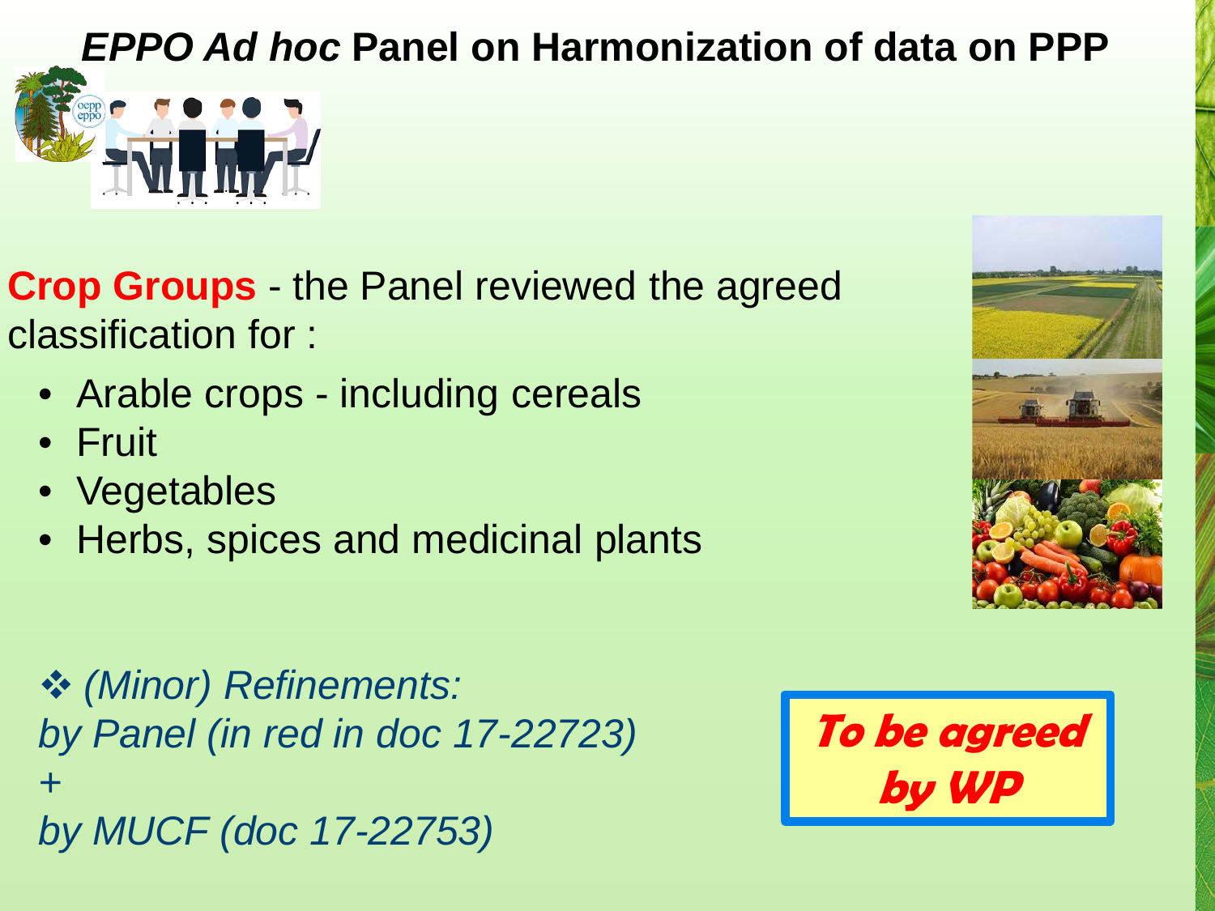# *EPPO Ad hoc* Panel on Harmonization of data on PPP

**Crop Groups** - the Panel reviewed the agreed classification for :

- Arable crops - including cereals
- Fruit
- Vegetables
- Herbs, spices and medicinal plants

❖ *(Minor) Refinements:*
*by Panel (in red in doc 17-22723)*
*+*
*by MUCF (doc 17-22753)*

***To be agreed by WP***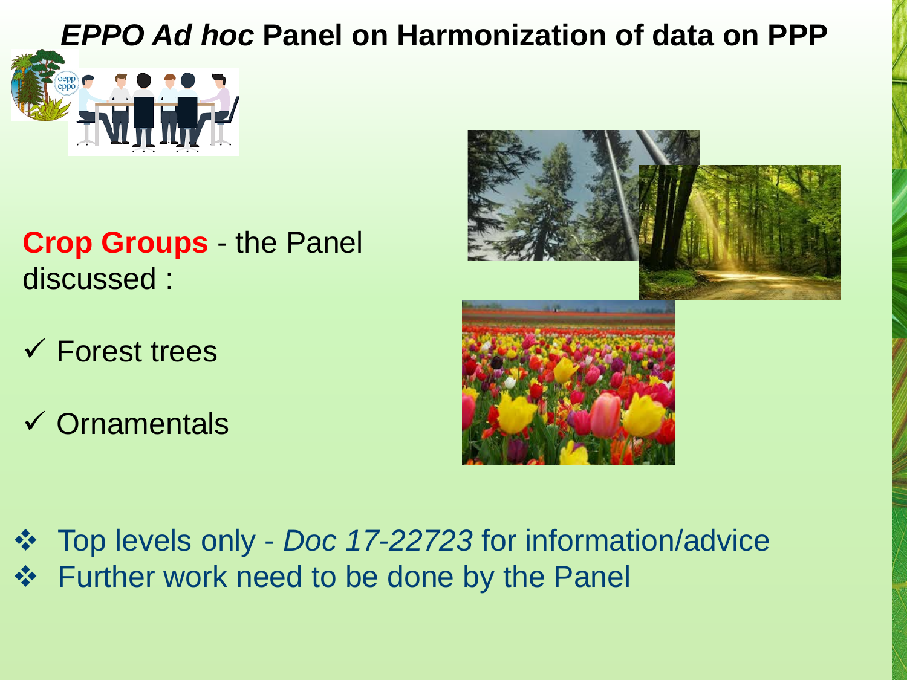# *EPPO Ad hoc* Panel on Harmonization of data on PPP

**Crop Groups** - the Panel discussed :

- ✓ Forest trees
- ✓ Ornamentals

- ❖ Top levels only - *Doc 17-22723* for information/advice
- ❖ Further work need to be done by the Panel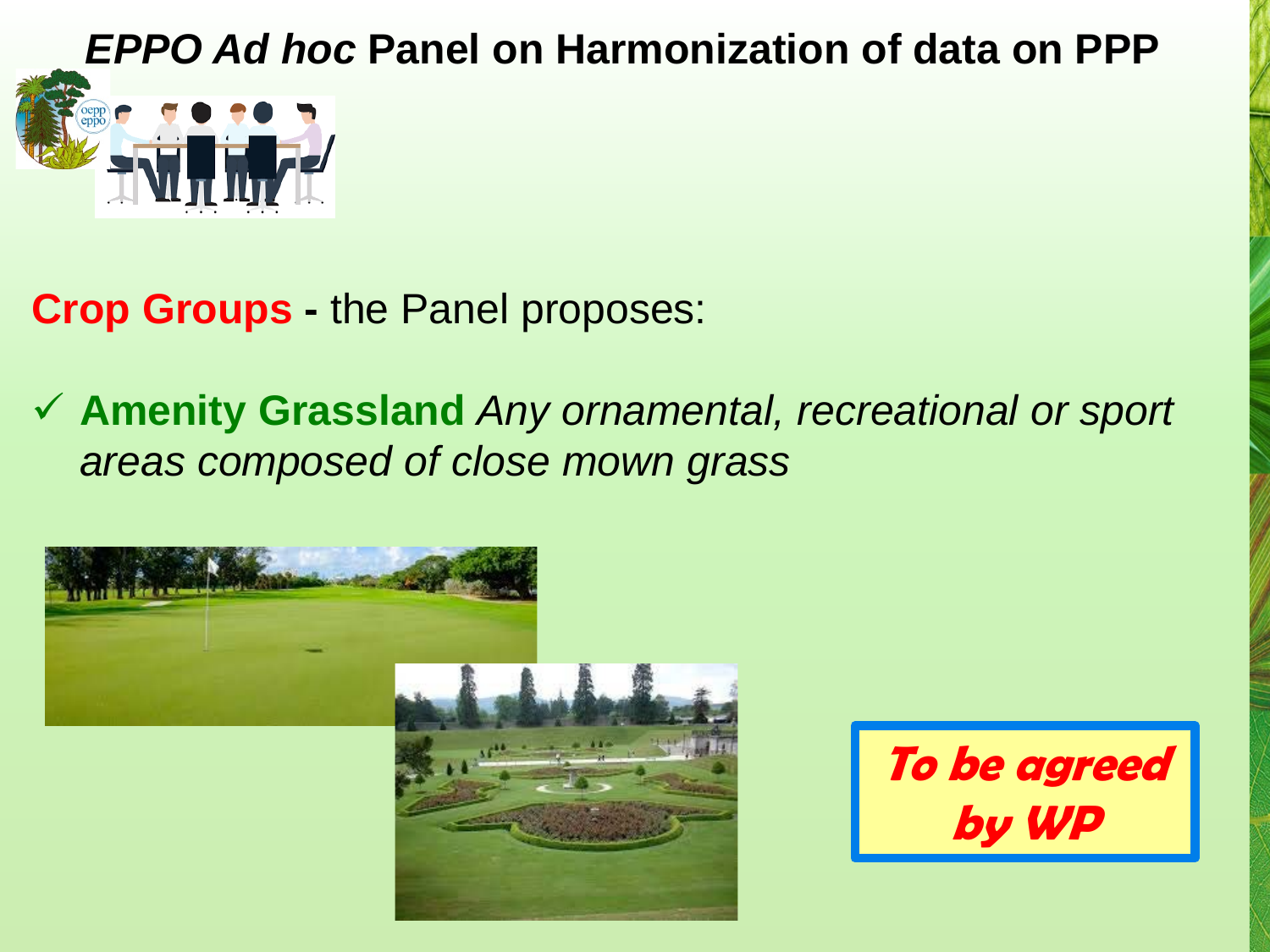# *EPPO Ad hoc* Panel on Harmonization of data on PPP

**Crop Groups -** the Panel proposes:

- ✓ **Amenity Grassland** *Any ornamental, recreational or sport areas composed of close mown grass*

***To be agreed by WP***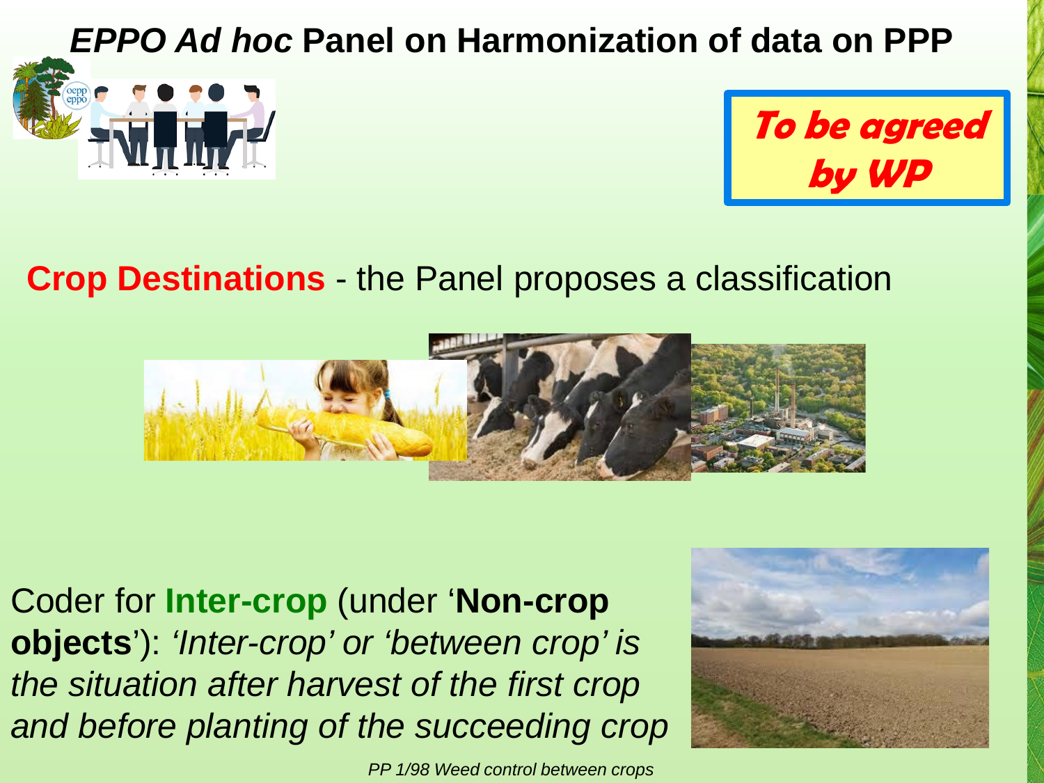# *EPPO Ad hoc* Panel on Harmonization of data on PPP

***To be agreed by WP***

**Crop Destinations** - the Panel proposes a classification

Coder for **Inter-crop** (under '**Non-crop objects**'): *'Inter-crop' or 'between crop' is the situation after harvest of the first crop and before planting of the succeeding crop*

*PP 1/98 Weed control between crops*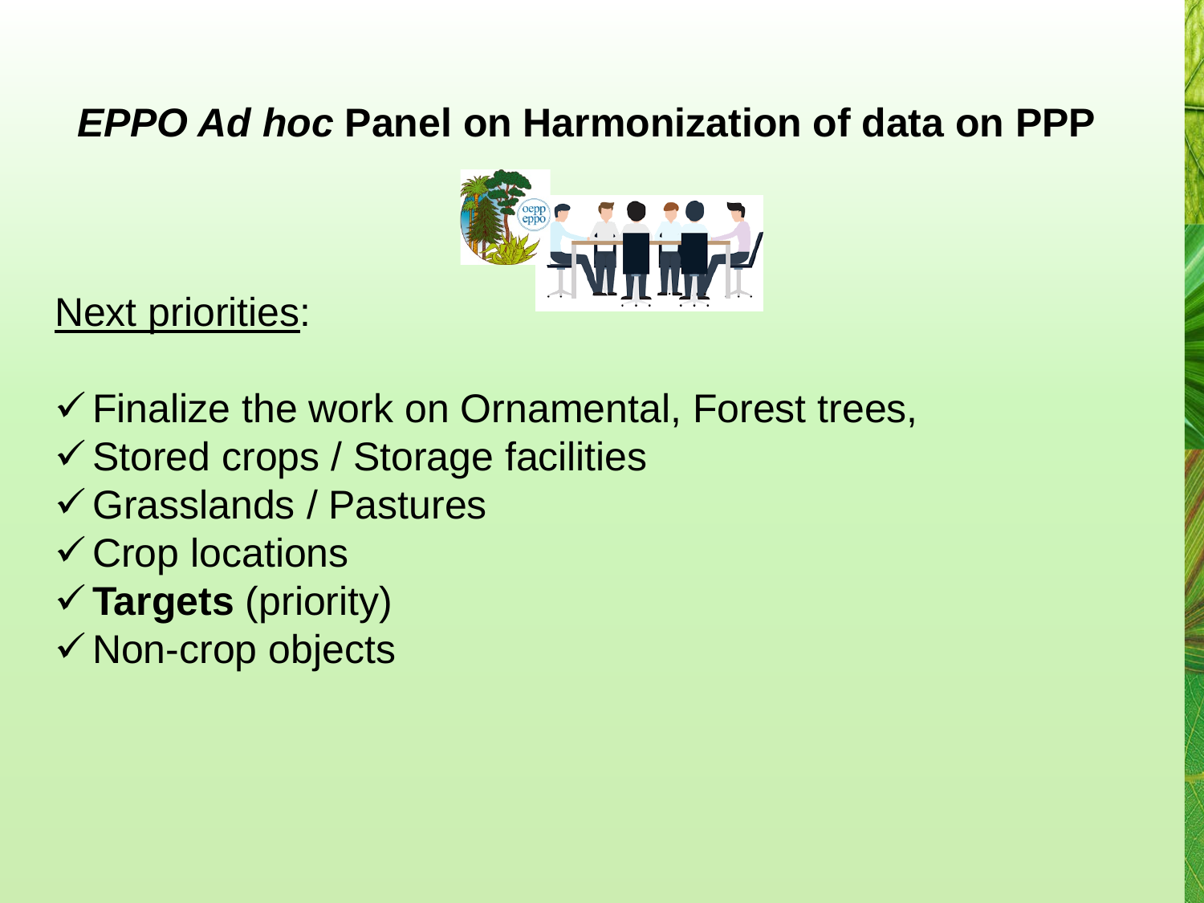## *EPPO Ad hoc* Panel on Harmonization of data on PPP

Next priorities:

- ✓ Finalize the work on Ornamental, Forest trees,
- ✓ Stored crops / Storage facilities
- ✓ Grasslands / Pastures
- ✓ Crop locations
- ✓ **Targets** (priority)
- ✓ Non-crop objects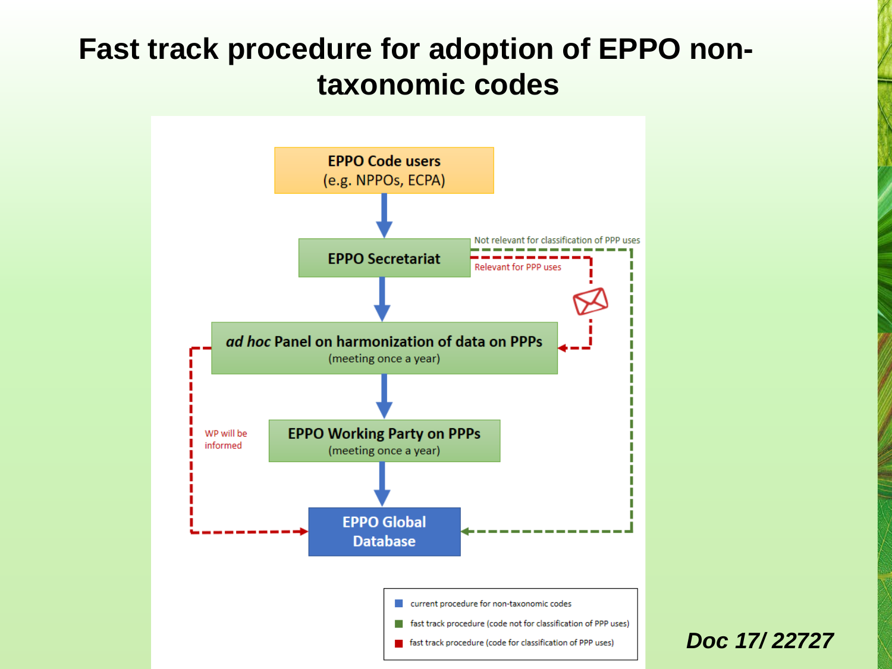# Fast track procedure for adoption of EPPO non-taxonomic codes

EPPO Code users
(e.g. NPPOs, ECPA)

EPPO Secretariat

Not relevant for classification of PPP uses

Relevant for PPP uses

*ad hoc* Panel on harmonization of data on PPPs
(meeting once a year)

WP will be informed

EPPO Working Party on PPPs
(meeting once a year)

EPPO Global Database

current procedure for non-taxonomic codes

fast track procedure (code not for classification of PPP uses)

fast track procedure (code for classification of PPP uses)

***Doc 17/ 22727***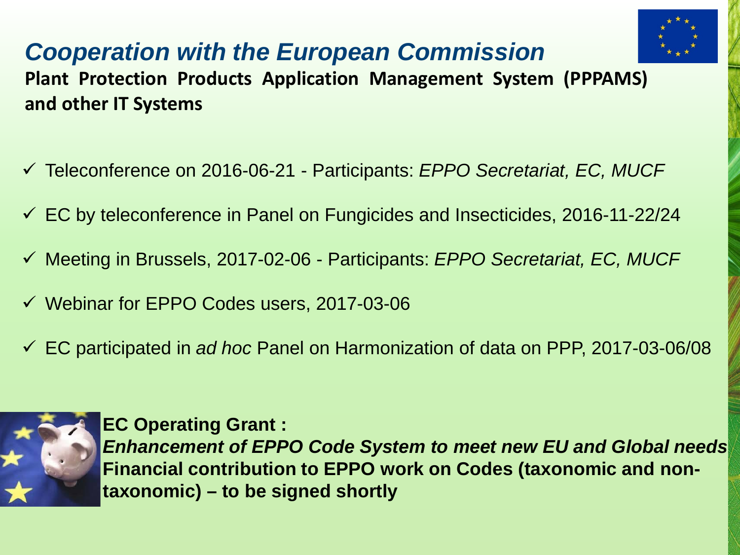# *Cooperation with the European Commission*

**Plant Protection Products Application Management System (PPPAMS) and other IT Systems**

- ✓ Teleconference on 2016-06-21 - Participants: *EPPO Secretariat, EC, MUCF*
- ✓ EC by teleconference in Panel on Fungicides and Insecticides, 2016-11-22/24
- ✓ Meeting in Brussels, 2017-02-06 - Participants: *EPPO Secretariat, EC, MUCF*
- ✓ Webinar for EPPO Codes users, 2017-03-06
- ✓ EC participated in *ad hoc* Panel on Harmonization of data on PPP, 2017-03-06/08

**EC Operating Grant :**
***Enhancement of EPPO Code System to meet new EU and Global needs***
**Financial contribution to EPPO work on Codes (taxonomic and non-taxonomic) – to be signed shortly**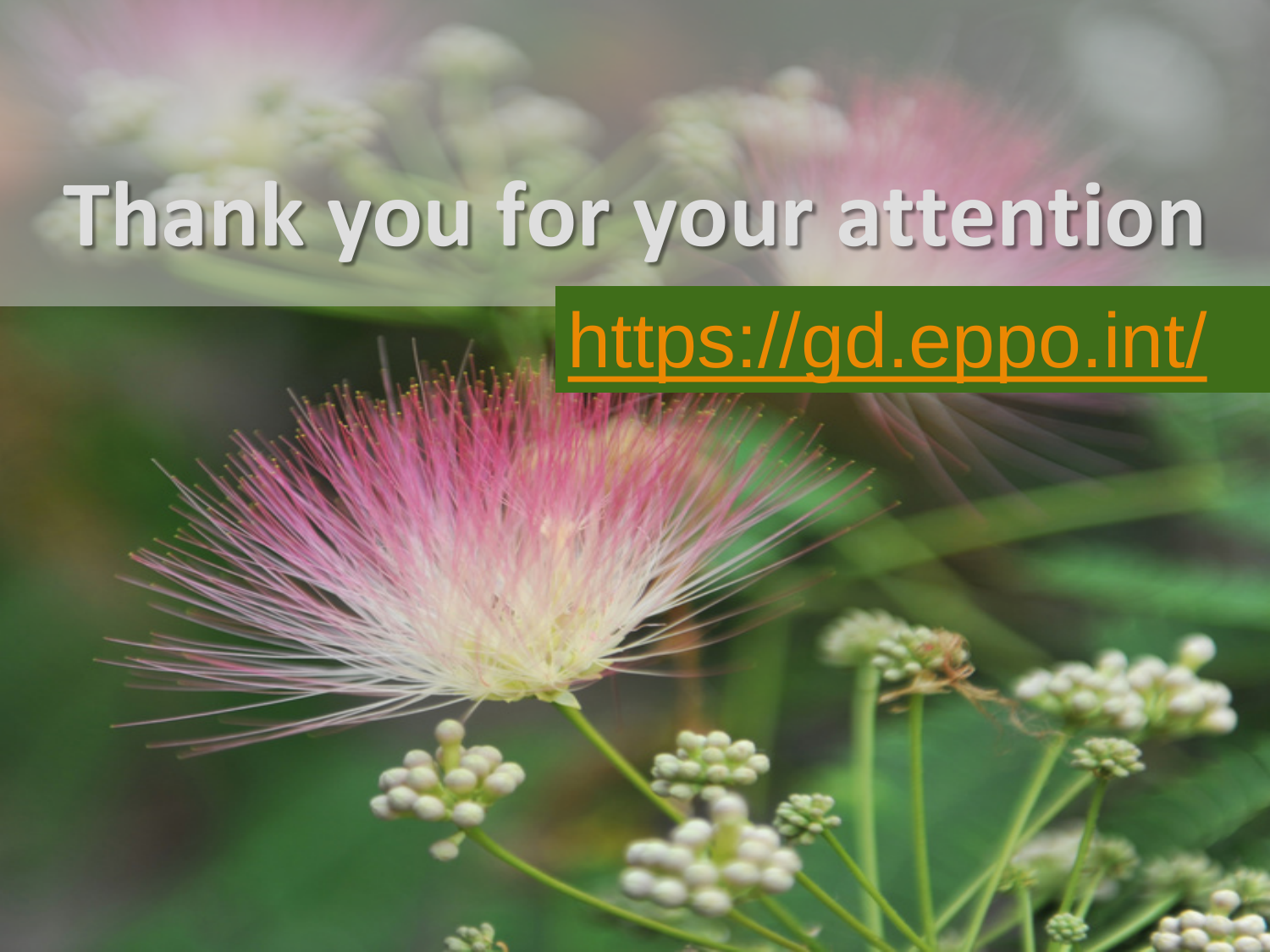# Thank you for your attention

https://gd.eppo.int/